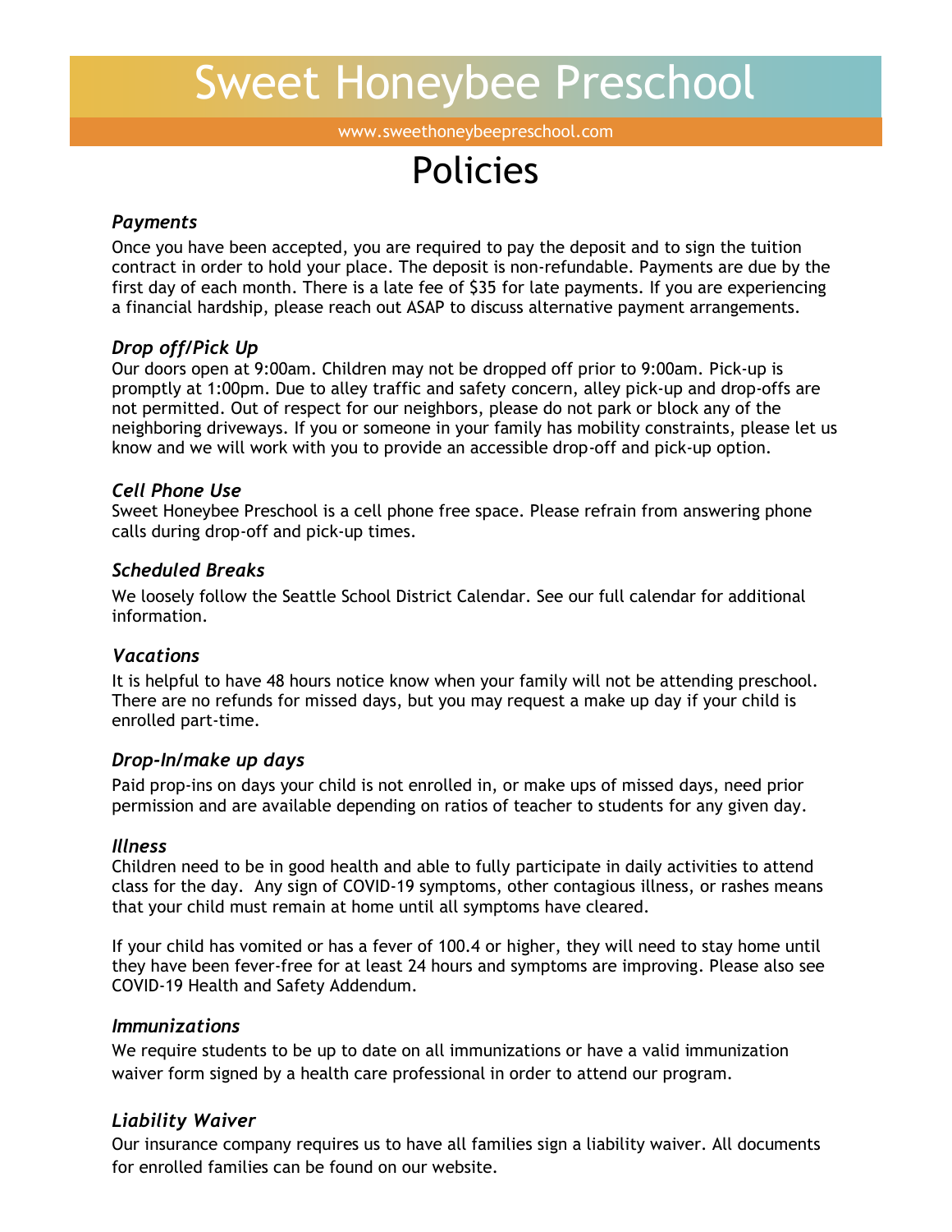# Sweet Honeybee Preschool

www.sweethoneybeepreschool.com

## Policies

### *Payments*

Once you have been accepted, you are required to pay the deposit and to sign the tuition contract in order to hold your place. The deposit is non-refundable. Payments are due by the first day of each month. There is a late fee of $35 for late payments. If you are experiencing a financial hardship, please reach out ASAP to discuss alternative payment arrangements.

### *Drop off/Pick Up*

Our doors open at 9:00am. Children may not be dropped off prior to 9:00am. Pick-up is promptly at 1:00pm. Due to alley traffic and safety concern, alley pick-up and drop-offs are not permitted. Out of respect for our neighbors, please do not park or block any of the neighboring driveways. If you or someone in your family has mobility constraints, please let us know and we will work with you to provide an accessible drop-off and pick-up option.

### *Cell Phone Use*

Sweet Honeybee Preschool is a cell phone free space. Please refrain from answering phone calls during drop-off and pick-up times.

### *Scheduled Breaks*

We loosely follow the Seattle School District Calendar. See our full calendar for additional information.

### *Vacations*

It is helpful to have 48 hours notice know when your family will not be attending preschool. There are no refunds for missed days, but you may request a make up day if your child is enrolled part-time.

### *Drop-In/make up days*

Paid prop-ins on days your child is not enrolled in, or make ups of missed days, need prior permission and are available depending on ratios of teacher to students for any given day.

### *Illness*

Children need to be in good health and able to fully participate in daily activities to attend class for the day. Any sign of COVID-19 symptoms, other contagious illness, or rashes means that your child must remain at home until all symptoms have cleared.

If your child has vomited or has a fever of 100.4 or higher, they will need to stay home until they have been fever-free for at least 24 hours and symptoms are improving. Please also see COVID-19 Health and Safety Addendum.

### *Immunizations*

We require students to be up to date on all immunizations or have a valid immunization waiver form signed by a health care professional in order to attend our program.

### *Liability Waiver*

Our insurance company requires us to have all families sign a liability waiver. All documents for enrolled families can be found on our website.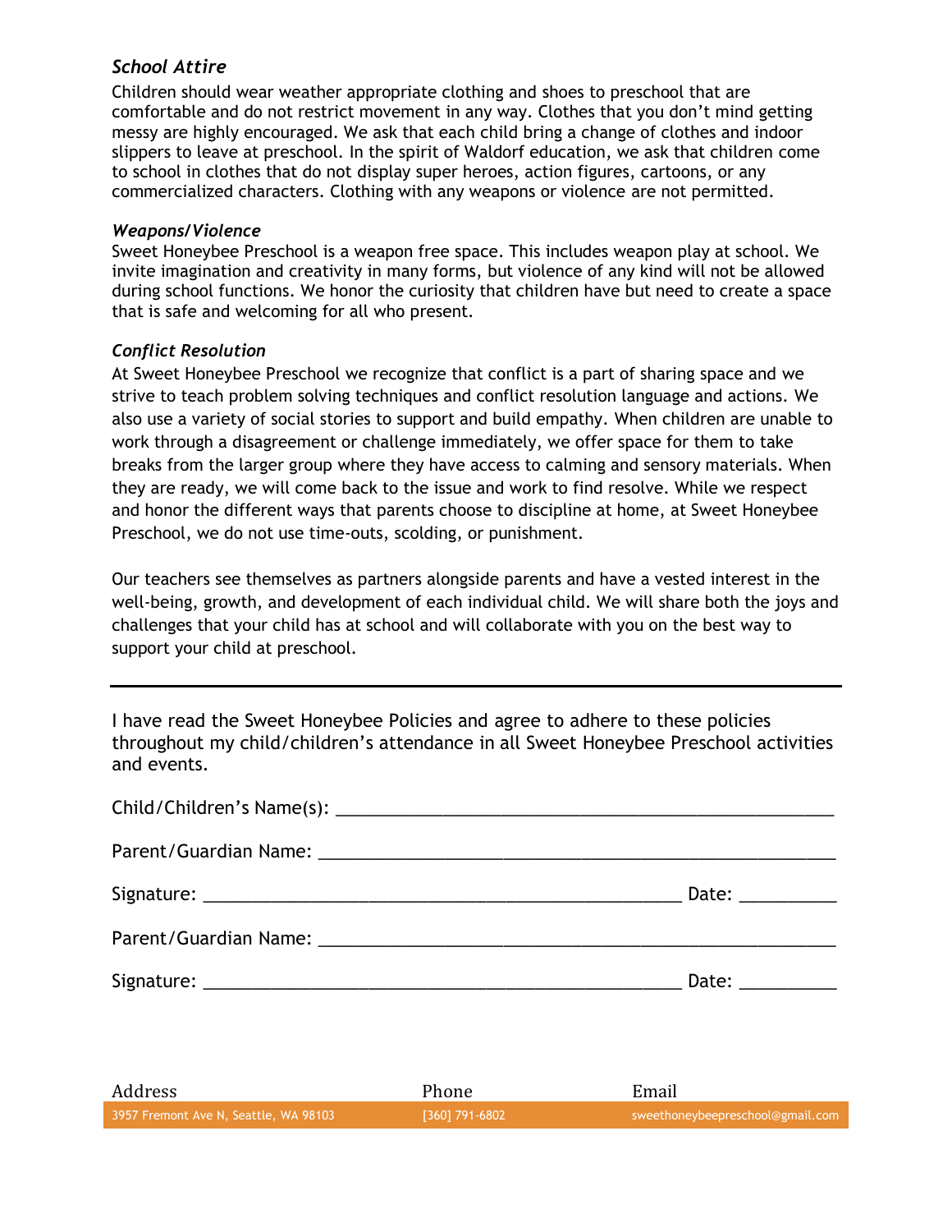### *School Attire*

Children should wear weather appropriate clothing and shoes to preschool that are comfortable and do not restrict movement in any way. Clothes that you don't mind getting messy are highly encouraged. We ask that each child bring a change of clothes and indoor slippers to leave at preschool. In the spirit of Waldorf education, we ask that children come to school in clothes that do not display super heroes, action figures, cartoons, or any commercialized characters. Clothing with any weapons or violence are not permitted.

### *Weapons/Violence*

Sweet Honeybee Preschool is a weapon free space. This includes weapon play at school. We invite imagination and creativity in many forms, but violence of any kind will not be allowed during school functions. We honor the curiosity that children have but need to create a space that is safe and welcoming for all who present.

### *Conflict Resolution*

At Sweet Honeybee Preschool we recognize that conflict is a part of sharing space and we strive to teach problem solving techniques and conflict resolution language and actions. We also use a variety of social stories to support and build empathy. When children are unable to work through a disagreement or challenge immediately, we offer space for them to take breaks from the larger group where they have access to calming and sensory materials. When they are ready, we will come back to the issue and work to find resolve. While we respect and honor the different ways that parents choose to discipline at home, at Sweet Honeybee Preschool, we do not use time-outs, scolding, or punishment.

Our teachers see themselves as partners alongside parents and have a vested interest in the well-being, growth, and development of each individual child. We will share both the joys and challenges that your child has at school and will collaborate with you on the best way to support your child at preschool.

---

I have read the Sweet Honeybee Policies and agree to adhere to these policies throughout my child/children's attendance in all Sweet Honeybee Preschool activities and events.

Child/Children's Name(s): ____________________________________________

Parent/Guardian Name: ____________________________________________

Signature: ________________________________________ Date: __________

Parent/Guardian Name: ____________________________________________

Signature: ________________________________________ Date: __________

| Address | Phone | Email |
|---|---|---|
| 3957 Fremont Ave N, Seattle, WA 98103 | [360] 791-6802 | sweethoneybeepreschool@gmail.com |